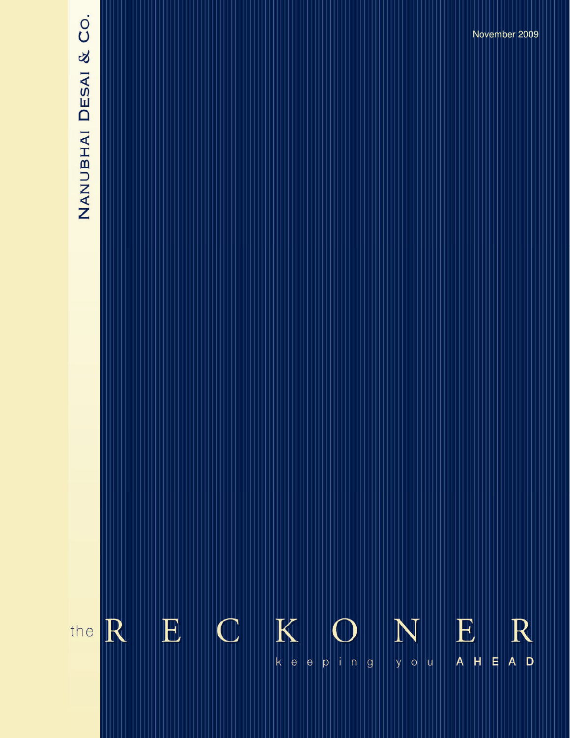Nanubhai Desai & Co.

November 2009

# the RECKONER

keeping you AHEAD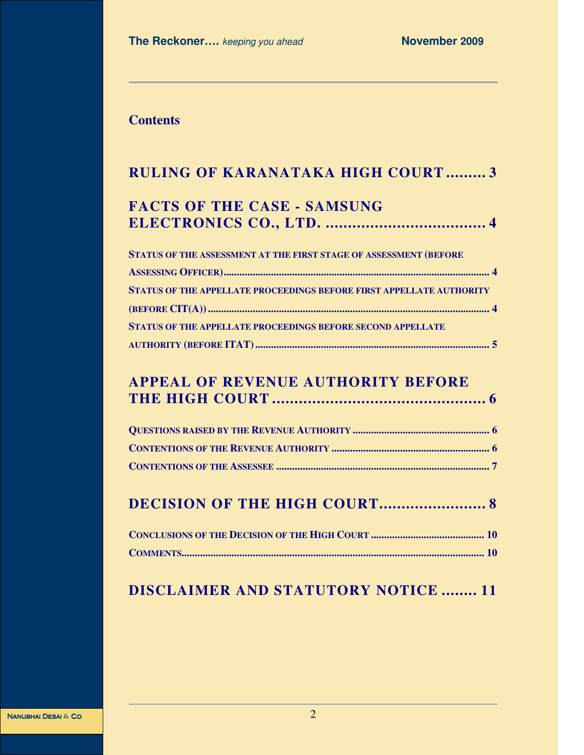## Contents

**RULING OF KARANATAKA HIGH COURT ......... 3**

**FACTS OF THE CASE - SAMSUNG ELECTRONICS CO., LTD. .................................... 4**

- STATUS OF THE ASSESSMENT AT THE FIRST STAGE OF ASSESSMENT (BEFORE ASSESSING OFFICER)........................................................................................................ 4
- STATUS OF THE APPELLATE PROCEEDINGS BEFORE FIRST APPELLATE AUTHORITY (BEFORE CIT(A)).......................................................................................................... 4
- STATUS OF THE APPELLATE PROCEEDINGS BEFORE SECOND APPELLATE AUTHORITY (BEFORE ITAT)........................................................................................ 5

**APPEAL OF REVENUE AUTHORITY BEFORE THE HIGH COURT ................................................ 6**

- QUESTIONS RAISED BY THE REVENUE AUTHORITY .................................................... 6
- CONTENTIONS OF THE REVENUE AUTHORITY ............................................................ 6
- CONTENTIONS OF THE ASSESSEE ................................................................................ 7

**DECISION OF THE HIGH COURT........................ 8**

- CONCLUSIONS OF THE DECISION OF THE HIGH COURT ........................................... 10
- COMMENTS.................................................................................................................. 10

**DISCLAIMER AND STATUTORY NOTICE ........ 11**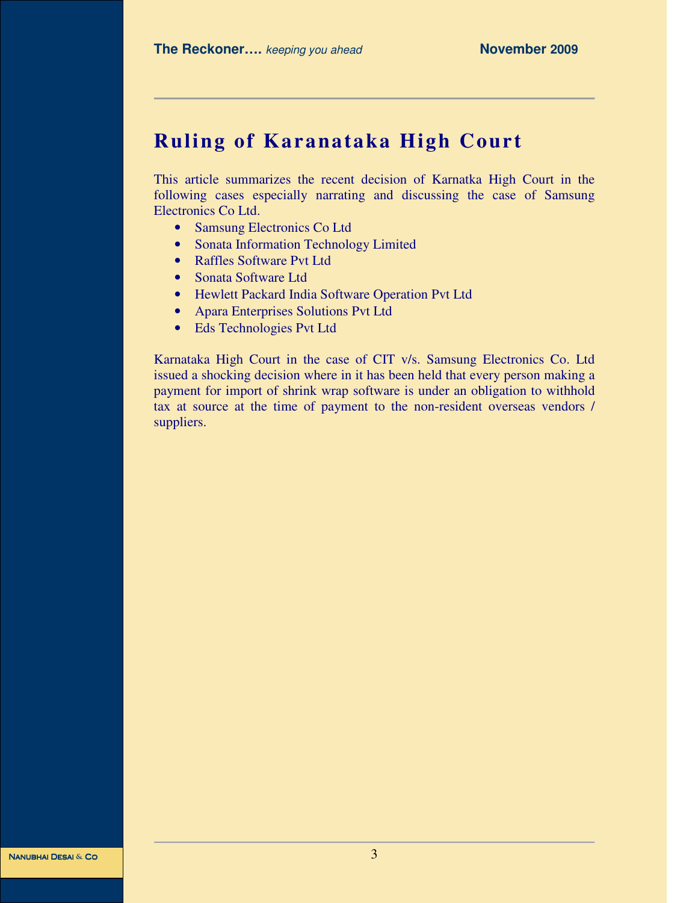# Ruling of Karanataka High Court

This article summarizes the recent decision of Karnatka High Court in the following cases especially narrating and discussing the case of Samsung Electronics Co Ltd.

- Samsung Electronics Co Ltd
- Sonata Information Technology Limited
- Raffles Software Pvt Ltd
- Sonata Software Ltd
- Hewlett Packard India Software Operation Pvt Ltd
- Apara Enterprises Solutions Pvt Ltd
- Eds Technologies Pvt Ltd

Karnataka High Court in the case of CIT v/s. Samsung Electronics Co. Ltd issued a shocking decision where in it has been held that every person making a payment for import of shrink wrap software is under an obligation to withhold tax at source at the time of payment to the non-resident overseas vendors / suppliers.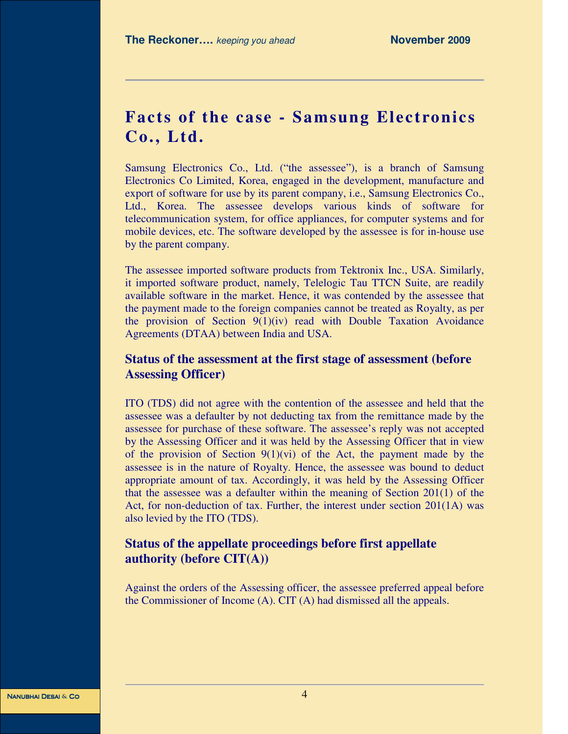# Facts of the case - Samsung Electronics Co., Ltd.

Samsung Electronics Co., Ltd. ("the assessee"), is a branch of Samsung Electronics Co Limited, Korea, engaged in the development, manufacture and export of software for use by its parent company, i.e., Samsung Electronics Co., Ltd., Korea. The assessee develops various kinds of software for telecommunication system, for office appliances, for computer systems and for mobile devices, etc. The software developed by the assessee is for in-house use by the parent company.

The assessee imported software products from Tektronix Inc., USA. Similarly, it imported software product, namely, Telelogic Tau TTCN Suite, are readily available software in the market. Hence, it was contended by the assessee that the payment made to the foreign companies cannot be treated as Royalty, as per the provision of Section 9(1)(iv) read with Double Taxation Avoidance Agreements (DTAA) between India and USA.

## Status of the assessment at the first stage of assessment (before Assessing Officer)

ITO (TDS) did not agree with the contention of the assessee and held that the assessee was a defaulter by not deducting tax from the remittance made by the assessee for purchase of these software. The assessee's reply was not accepted by the Assessing Officer and it was held by the Assessing Officer that in view of the provision of Section 9(1)(vi) of the Act, the payment made by the assessee is in the nature of Royalty. Hence, the assessee was bound to deduct appropriate amount of tax. Accordingly, it was held by the Assessing Officer that the assessee was a defaulter within the meaning of Section 201(1) of the Act, for non-deduction of tax. Further, the interest under section 201(1A) was also levied by the ITO (TDS).

## Status of the appellate proceedings before first appellate authority (before CIT(A))

Against the orders of the Assessing officer, the assessee preferred appeal before the Commissioner of Income (A). CIT (A) had dismissed all the appeals.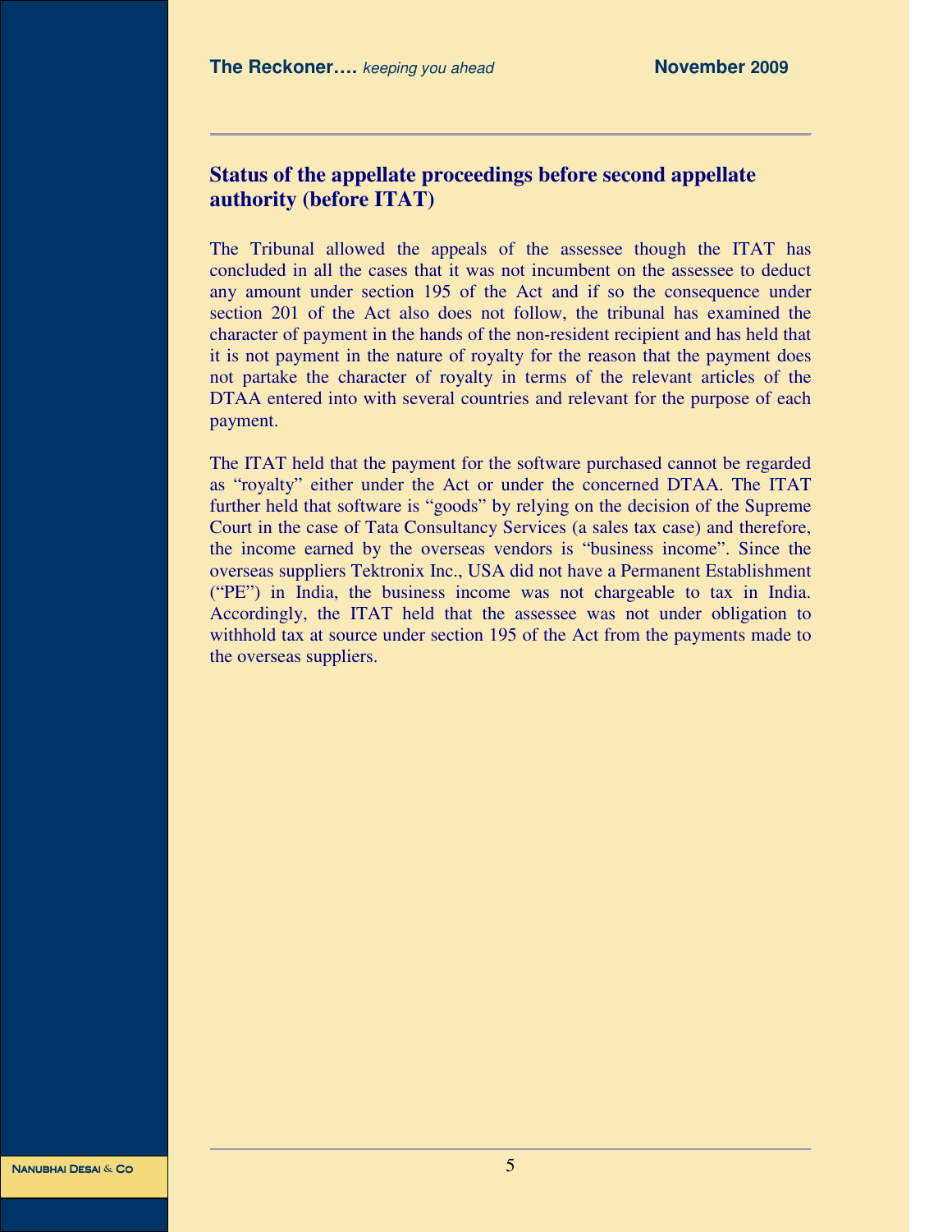## Status of the appellate proceedings before second appellate authority (before ITAT)

The Tribunal allowed the appeals of the assessee though the ITAT has concluded in all the cases that it was not incumbent on the assessee to deduct any amount under section 195 of the Act and if so the consequence under section 201 of the Act also does not follow, the tribunal has examined the character of payment in the hands of the non-resident recipient and has held that it is not payment in the nature of royalty for the reason that the payment does not partake the character of royalty in terms of the relevant articles of the DTAA entered into with several countries and relevant for the purpose of each payment.

The ITAT held that the payment for the software purchased cannot be regarded as "royalty" either under the Act or under the concerned DTAA. The ITAT further held that software is "goods" by relying on the decision of the Supreme Court in the case of Tata Consultancy Services (a sales tax case) and therefore, the income earned by the overseas vendors is "business income". Since the overseas suppliers Tektronix Inc., USA did not have a Permanent Establishment ("PE") in India, the business income was not chargeable to tax in India. Accordingly, the ITAT held that the assessee was not under obligation to withhold tax at source under section 195 of the Act from the payments made to the overseas suppliers.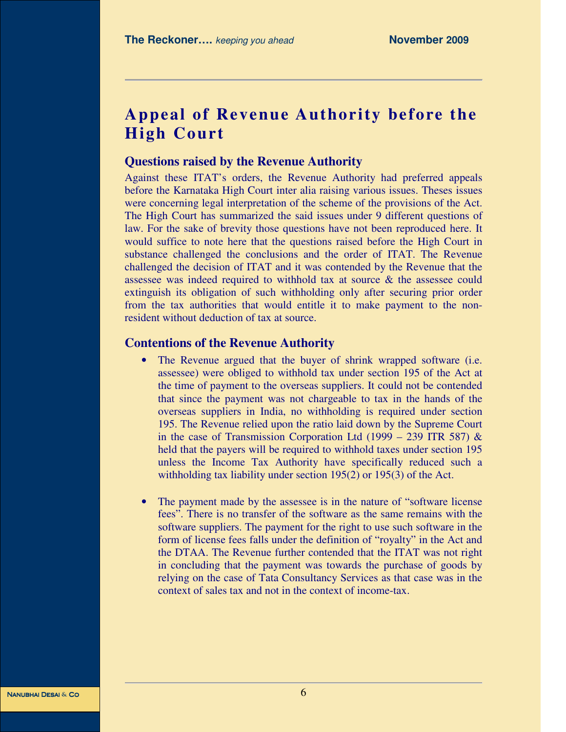# Appeal of Revenue Authority before the High Court

## Questions raised by the Revenue Authority

Against these ITAT's orders, the Revenue Authority had preferred appeals before the Karnataka High Court inter alia raising various issues. Theses issues were concerning legal interpretation of the scheme of the provisions of the Act. The High Court has summarized the said issues under 9 different questions of law. For the sake of brevity those questions have not been reproduced here. It would suffice to note here that the questions raised before the High Court in substance challenged the conclusions and the order of ITAT. The Revenue challenged the decision of ITAT and it was contended by the Revenue that the assessee was indeed required to withhold tax at source & the assessee could extinguish its obligation of such withholding only after securing prior order from the tax authorities that would entitle it to make payment to the non-resident without deduction of tax at source.

## Contentions of the Revenue Authority

- The Revenue argued that the buyer of shrink wrapped software (i.e. assessee) were obliged to withhold tax under section 195 of the Act at the time of payment to the overseas suppliers. It could not be contended that since the payment was not chargeable to tax in the hands of the overseas suppliers in India, no withholding is required under section 195. The Revenue relied upon the ratio laid down by the Supreme Court in the case of Transmission Corporation Ltd (1999 – 239 ITR 587) & held that the payers will be required to withhold taxes under section 195 unless the Income Tax Authority have specifically reduced such a withholding tax liability under section 195(2) or 195(3) of the Act.

- The payment made by the assessee is in the nature of "software license fees". There is no transfer of the software as the same remains with the software suppliers. The payment for the right to use such software in the form of license fees falls under the definition of "royalty" in the Act and the DTAA. The Revenue further contended that the ITAT was not right in concluding that the payment was towards the purchase of goods by relying on the case of Tata Consultancy Services as that case was in the context of sales tax and not in the context of income-tax.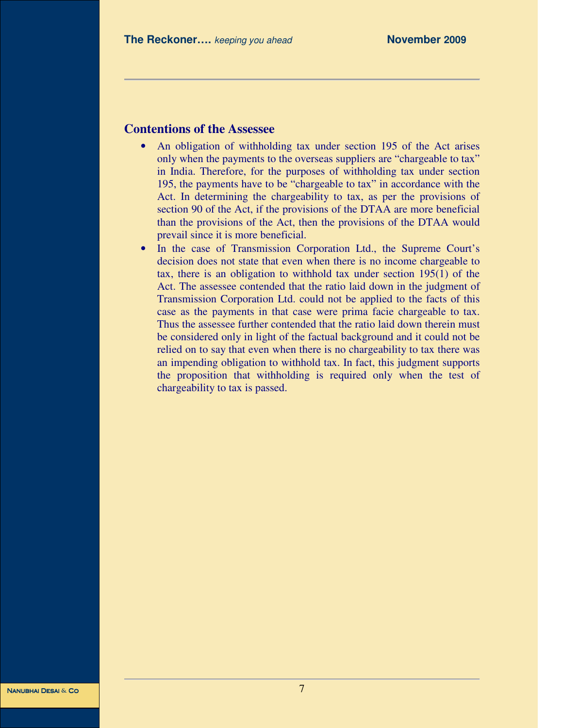## Contentions of the Assessee

- An obligation of withholding tax under section 195 of the Act arises only when the payments to the overseas suppliers are "chargeable to tax" in India. Therefore, for the purposes of withholding tax under section 195, the payments have to be "chargeable to tax" in accordance with the Act. In determining the chargeability to tax, as per the provisions of section 90 of the Act, if the provisions of the DTAA are more beneficial than the provisions of the Act, then the provisions of the DTAA would prevail since it is more beneficial.
- In the case of Transmission Corporation Ltd., the Supreme Court's decision does not state that even when there is no income chargeable to tax, there is an obligation to withhold tax under section 195(1) of the Act. The assessee contended that the ratio laid down in the judgment of Transmission Corporation Ltd. could not be applied to the facts of this case as the payments in that case were prima facie chargeable to tax. Thus the assessee further contended that the ratio laid down therein must be considered only in light of the factual background and it could not be relied on to say that even when there is no chargeability to tax there was an impending obligation to withhold tax. In fact, this judgment supports the proposition that withholding is required only when the test of chargeability to tax is passed.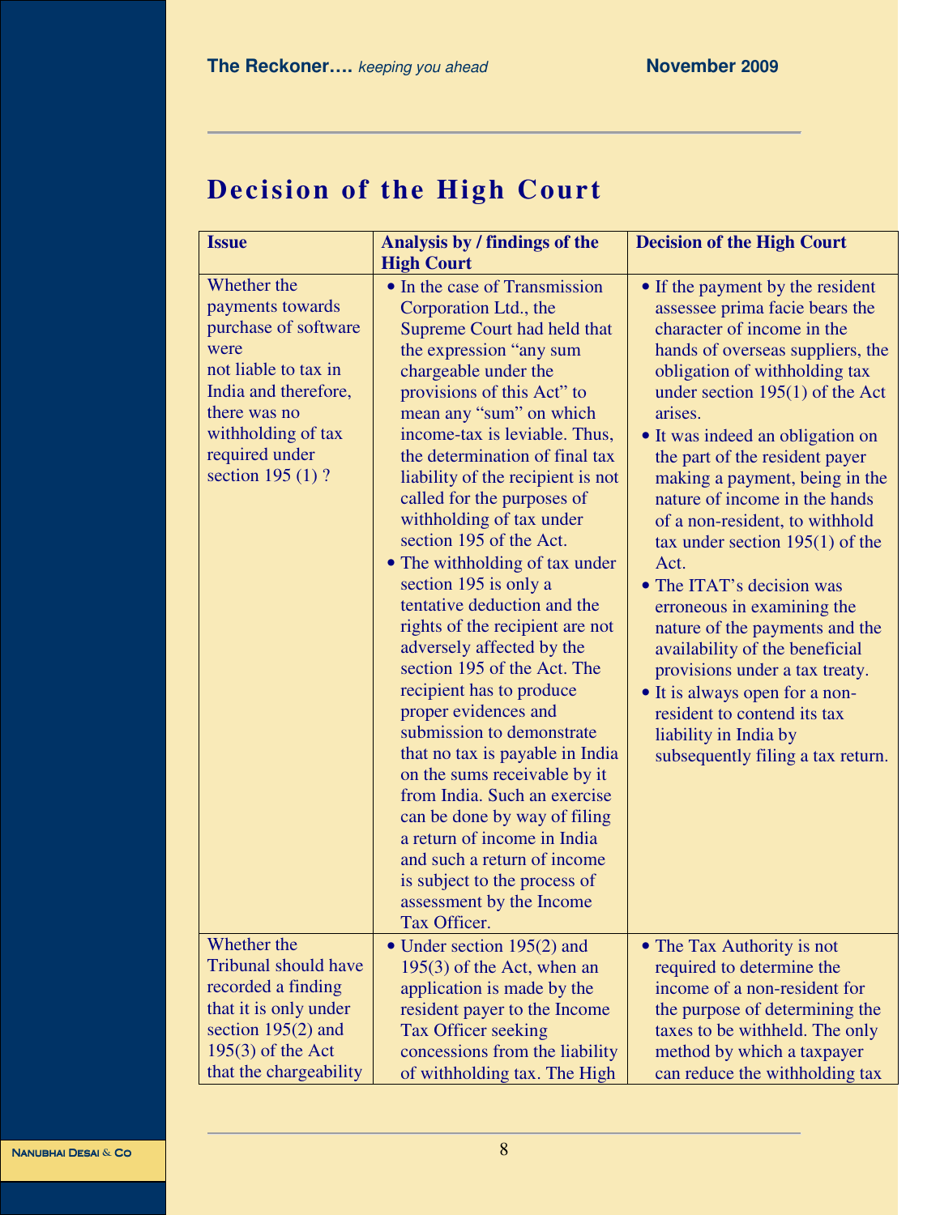# Decision of the High Court

| Issue | Analysis by / findings of the High Court | Decision of the High Court |
|---|---|---|
| Whether the payments towards purchase of software were not liable to tax in India and therefore, there was no withholding of tax required under section 195 (1) ? | • In the case of Transmission Corporation Ltd., the Supreme Court had held that the expression "any sum chargeable under the provisions of this Act" to mean any "sum" on which income-tax is leviable. Thus, the determination of final tax liability of the recipient is not called for the purposes of withholding of tax under section 195 of the Act.<br>• The withholding of tax under section 195 is only a tentative deduction and the rights of the recipient are not adversely affected by the section 195 of the Act. The recipient has to produce proper evidences and submission to demonstrate that no tax is payable in India on the sums receivable by it from India. Such an exercise can be done by way of filing a return of income in India and such a return of income is subject to the process of assessment by the Income Tax Officer. | • If the payment by the resident assessee prima facie bears the character of income in the hands of overseas suppliers, the obligation of withholding tax under section 195(1) of the Act arises.<br>• It was indeed an obligation on the part of the resident payer making a payment, being in the nature of income in the hands of a non-resident, to withhold tax under section 195(1) of the Act.<br>• The ITAT's decision was erroneous in examining the nature of the payments and the availability of the beneficial provisions under a tax treaty.<br>• It is always open for a non-resident to contend its tax liability in India by subsequently filing a tax return. |
| Whether the Tribunal should have recorded a finding that it is only under section 195(2) and 195(3) of the Act that the chargeability | • Under section 195(2) and 195(3) of the Act, when an application is made by the resident payer to the Income Tax Officer seeking concessions from the liability of withholding tax. The High | • The Tax Authority is not required to determine the income of a non-resident for the purpose of determining the taxes to be withheld. The only method by which a taxpayer can reduce the withholding tax |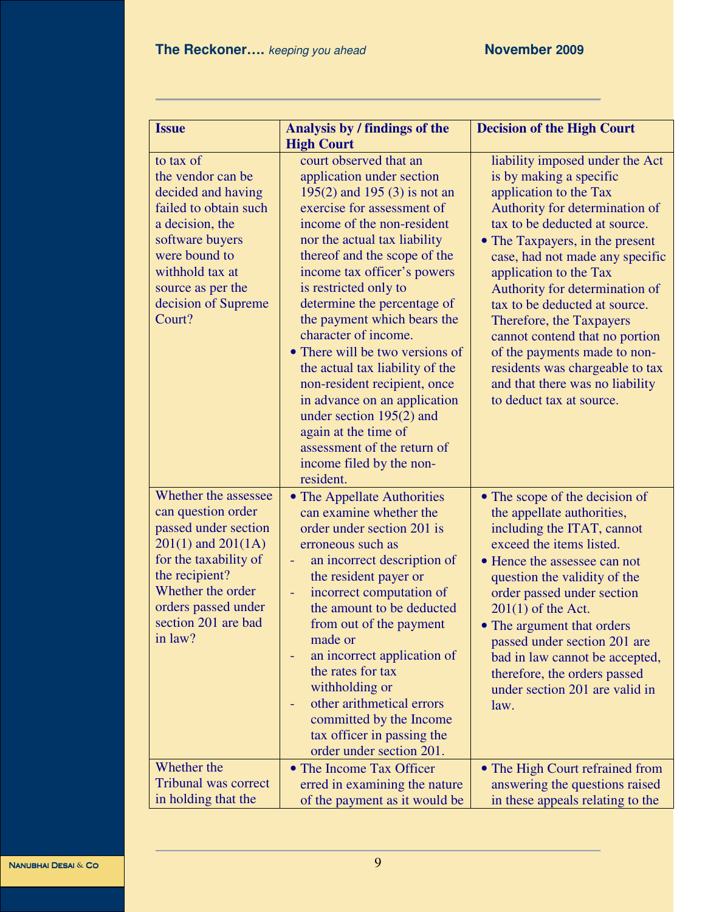| Issue | Analysis by / findings of the High Court | Decision of the High Court |
|---|---|---|
| to tax of the vendor can be decided and having failed to obtain such a decision, the software buyers were bound to withhold tax at source as per the decision of Supreme Court? | court observed that an application under section 195(2) and 195 (3) is not an exercise for assessment of income of the non-resident nor the actual tax liability thereof and the scope of the income tax officer's powers is restricted only to determine the percentage of the payment which bears the character of income. <br>• There will be two versions of the actual tax liability of the non-resident recipient, once in advance on an application under section 195(2) and again at the time of assessment of the return of income filed by the non-resident. | liability imposed under the Act is by making a specific application to the Tax Authority for determination of tax to be deducted at source. <br>• The Taxpayers, in the present case, had not made any specific application to the Tax Authority for determination of tax to be deducted at source. Therefore, the Taxpayers cannot contend that no portion of the payments made to non-residents was chargeable to tax and that there was no liability to deduct tax at source. |
| Whether the assessee can question order passed under section 201(1) and 201(1A) for the taxability of the recipient? Whether the order orders passed under section 201 are bad in law? | • The Appellate Authorities can examine whether the order under section 201 is erroneous such as <br>- an incorrect description of the resident payer or <br>- incorrect computation of the amount to be deducted from out of the payment made or <br>- an incorrect application of the rates for tax withholding or <br>- other arithmetical errors committed by the Income tax officer in passing the order under section 201. | • The scope of the decision of the appellate authorities, including the ITAT, cannot exceed the items listed. <br>• Hence the assessee can not question the validity of the order passed under section 201(1) of the Act. <br>• The argument that orders passed under section 201 are bad in law cannot be accepted, therefore, the orders passed under section 201 are valid in law. |
| Whether the Tribunal was correct in holding that the | • The Income Tax Officer erred in examining the nature of the payment as it would be | • The High Court refrained from answering the questions raised in these appeals relating to the |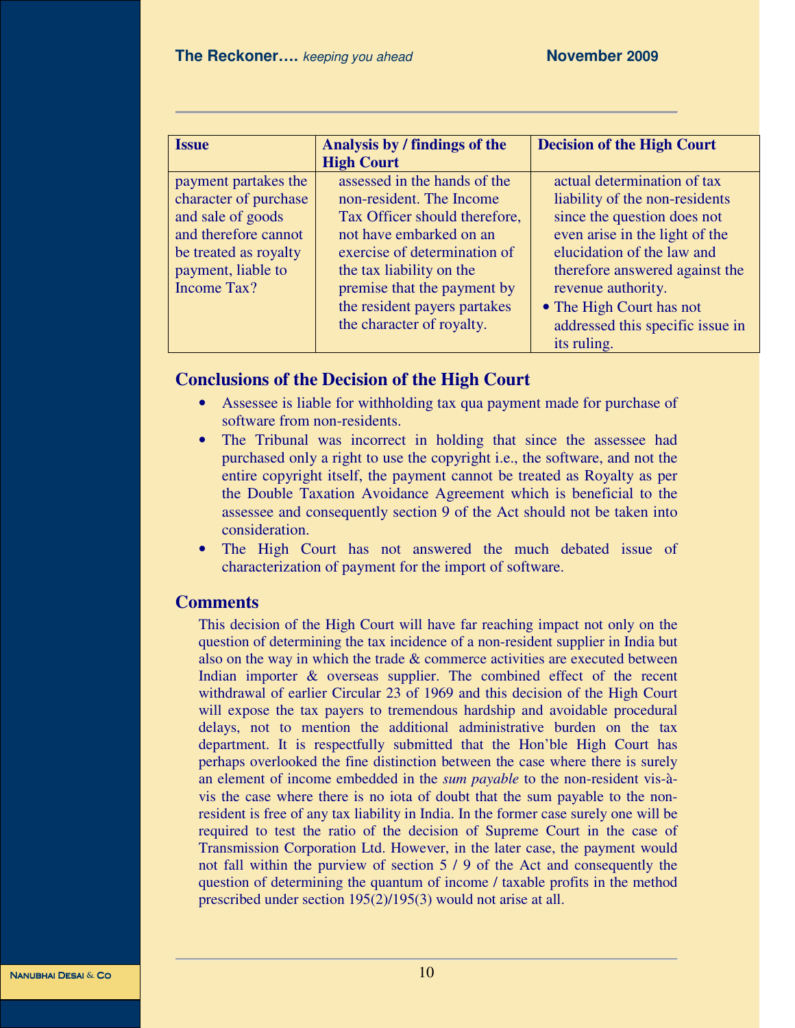| Issue | Analysis by / findings of the High Court | Decision of the High Court |
|---|---|---|
| payment partakes the character of purchase and sale of goods and therefore cannot be treated as royalty payment, liable to Income Tax? | assessed in the hands of the non-resident. The Income Tax Officer should therefore, not have embarked on an exercise of determination of the tax liability on the premise that the payment by the resident payers partakes the character of royalty. | actual determination of tax liability of the non-residents since the question does not even arise in the light of the elucidation of the law and therefore answered against the revenue authority.<br>• The High Court has not addressed this specific issue in its ruling. |

## Conclusions of the Decision of the High Court

- Assessee is liable for withholding tax qua payment made for purchase of software from non-residents.
- The Tribunal was incorrect in holding that since the assessee had purchased only a right to use the copyright i.e., the software, and not the entire copyright itself, the payment cannot be treated as Royalty as per the Double Taxation Avoidance Agreement which is beneficial to the assessee and consequently section 9 of the Act should not be taken into consideration.
- The High Court has not answered the much debated issue of characterization of payment for the import of software.

## Comments

This decision of the High Court will have far reaching impact not only on the question of determining the tax incidence of a non-resident supplier in India but also on the way in which the trade & commerce activities are executed between Indian importer & overseas supplier. The combined effect of the recent withdrawal of earlier Circular 23 of 1969 and this decision of the High Court will expose the tax payers to tremendous hardship and avoidable procedural delays, not to mention the additional administrative burden on the tax department. It is respectfully submitted that the Hon'ble High Court has perhaps overlooked the fine distinction between the case where there is surely an element of income embedded in the *sum payable* to the non-resident vis-à-vis the case where there is no iota of doubt that the sum payable to the non-resident is free of any tax liability in India. In the former case surely one will be required to test the ratio of the decision of Supreme Court in the case of Transmission Corporation Ltd. However, in the later case, the payment would not fall within the purview of section 5 / 9 of the Act and consequently the question of determining the quantum of income / taxable profits in the method prescribed under section 195(2)/195(3) would not arise at all.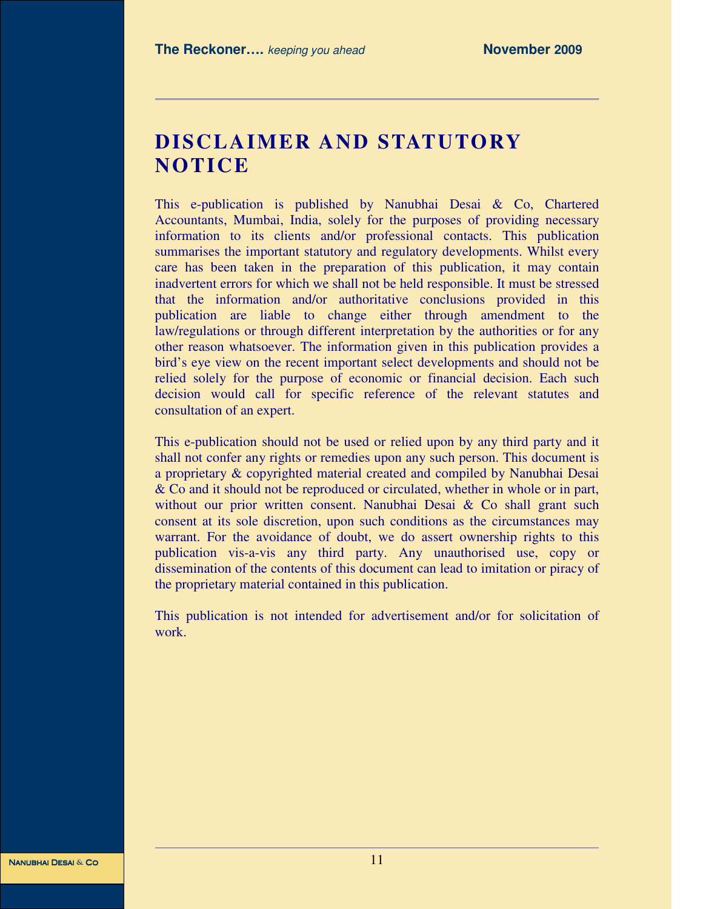# DISCLAIMER AND STATUTORY NOTICE

This e-publication is published by Nanubhai Desai & Co, Chartered Accountants, Mumbai, India, solely for the purposes of providing necessary information to its clients and/or professional contacts. This publication summarises the important statutory and regulatory developments. Whilst every care has been taken in the preparation of this publication, it may contain inadvertent errors for which we shall not be held responsible. It must be stressed that the information and/or authoritative conclusions provided in this publication are liable to change either through amendment to the law/regulations or through different interpretation by the authorities or for any other reason whatsoever. The information given in this publication provides a bird's eye view on the recent important select developments and should not be relied solely for the purpose of economic or financial decision. Each such decision would call for specific reference of the relevant statutes and consultation of an expert.

This e-publication should not be used or relied upon by any third party and it shall not confer any rights or remedies upon any such person. This document is a proprietary & copyrighted material created and compiled by Nanubhai Desai & Co and it should not be reproduced or circulated, whether in whole or in part, without our prior written consent. Nanubhai Desai & Co shall grant such consent at its sole discretion, upon such conditions as the circumstances may warrant. For the avoidance of doubt, we do assert ownership rights to this publication vis-a-vis any third party. Any unauthorised use, copy or dissemination of the contents of this document can lead to imitation or piracy of the proprietary material contained in this publication.

This publication is not intended for advertisement and/or for solicitation of work.